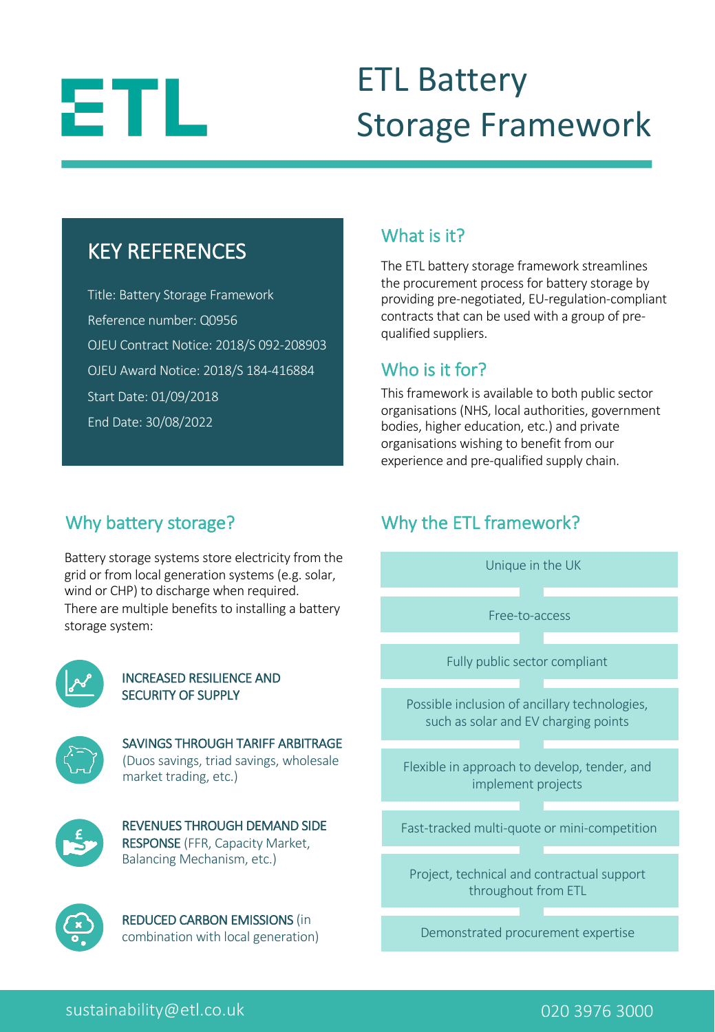ETL

# ETL Battery Storage Framework

## KEY REFERENCES

Title: Battery Storage Framework

Reference number: Q0956

OJEU Contract Notice: 2018/S 092-208903

OJEU Award Notice: 2018/S 184-416884

Start Date: 01/09/2018

End Date: 30/08/2022

## What is it?

The ETL battery storage framework streamlines the procurement process for battery storage by providing pre-negotiated, EU-regulation-compliant contracts that can be used with a group of pre-qualified suppliers.

## Who is it for?

This framework is available to both public sector organisations (NHS, local authorities, government bodies, higher education, etc.) and private organisations wishing to benefit from our experience and pre-qualified supply chain.

## Why battery storage?

Battery storage systems store electricity from the grid or from local generation systems (e.g. solar, wind or CHP) to discharge when required.
There are multiple benefits to installing a battery storage system:

- INCREASED RESILIENCE AND SECURITY OF SUPPLY
- SAVINGS THROUGH TARIFF ARBITRAGE (Duos savings, triad savings, wholesale market trading, etc.)
- REVENUES THROUGH DEMAND SIDE RESPONSE (FFR, Capacity Market, Balancing Mechanism, etc.)
- REDUCED CARBON EMISSIONS (in combination with local generation)

## Why the ETL framework?

- Unique in the UK
- Free-to-access
- Fully public sector compliant
- Possible inclusion of ancillary technologies, such as solar and EV charging points
- Flexible in approach to develop, tender, and implement projects
- Fast-tracked multi-quote or mini-competition
- Project, technical and contractual support throughout from ETL
- Demonstrated procurement expertise

sustainability@etl.co.uk

020 3976 3000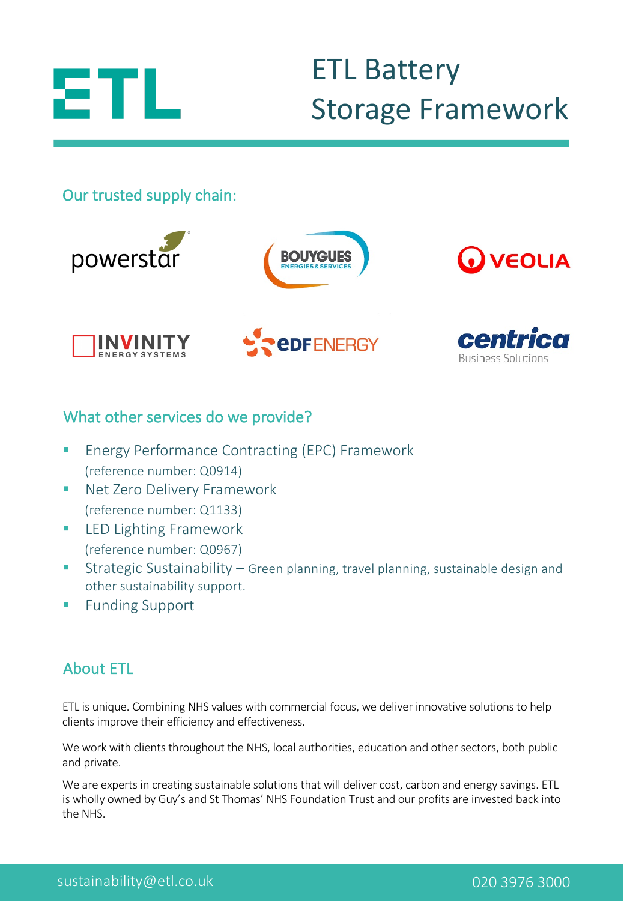# ETL Battery Storage Framework

## Our trusted supply chain:

powerstar

BOUYGUES ENERGIES & SERVICES

VEOLIA

INVINITY ENERGY SYSTEMS

EDF ENERGY

centrica Business Solutions

## What other services do we provide?

- Energy Performance Contracting (EPC) Framework (reference number: Q0914)
- Net Zero Delivery Framework (reference number: Q1133)
- LED Lighting Framework (reference number: Q0967)
- Strategic Sustainability – Green planning, travel planning, sustainable design and other sustainability support.
- Funding Support

## About ETL

ETL is unique. Combining NHS values with commercial focus, we deliver innovative solutions to help clients improve their efficiency and effectiveness.

We work with clients throughout the NHS, local authorities, education and other sectors, both public and private.

We are experts in creating sustainable solutions that will deliver cost, carbon and energy savings. ETL is wholly owned by Guy's and St Thomas' NHS Foundation Trust and our profits are invested back into the NHS.

sustainability@etl.co.uk

020 3976 3000